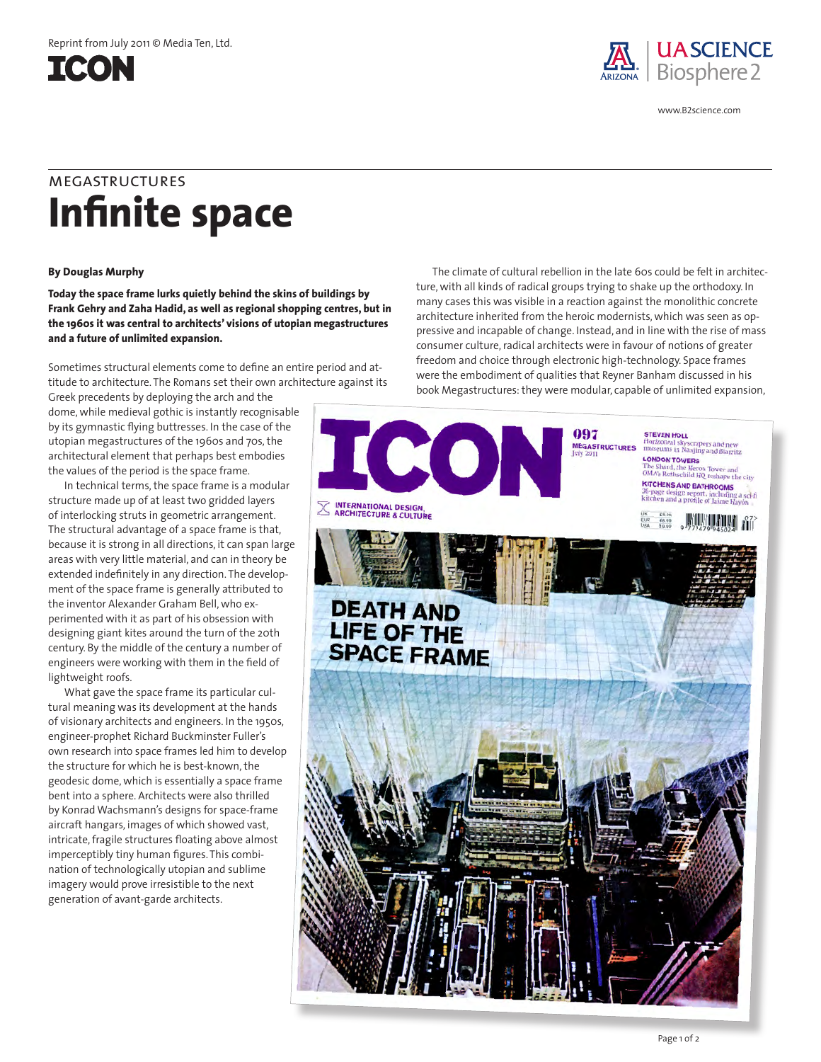Reprint from July 2011 © Media Ten, Ltd.

ICON

UA SCIENCE Biosphere 2

www.B2science.com

MEGASTRUCTURES

# Infinite space

**By Douglas Murphy**

**Today the space frame lurks quietly behind the skins of buildings by Frank Gehry and Zaha Hadid, as well as regional shopping centres, but in the 1960s it was central to architects' visions of utopian megastructures and a future of unlimited expansion.**

Sometimes structural elements come to define an entire period and attitude to architecture. The Romans set their own architecture against its Greek precedents by deploying the arch and the dome, while medieval gothic is instantly recognisable by its gymnastic flying buttresses. In the case of the utopian megastructures of the 1960s and 70s, the architectural element that perhaps best embodies the values of the period is the space frame.

In technical terms, the space frame is a modular structure made up of at least two gridded layers of interlocking struts in geometric arrangement. The structural advantage of a space frame is that, because it is strong in all directions, it can span large areas with very little material, and can in theory be extended indefinitely in any direction. The development of the space frame is generally attributed to the inventor Alexander Graham Bell, who experimented with it as part of his obsession with designing giant kites around the turn of the 20th century. By the middle of the century a number of engineers were working with them in the field of lightweight roofs.

What gave the space frame its particular cultural meaning was its development at the hands of visionary architects and engineers. In the 1950s, engineer-prophet Richard Buckminster Fuller's own research into space frames led him to develop the structure for which he is best-known, the geodesic dome, which is essentially a space frame bent into a sphere. Architects were also thrilled by Konrad Wachsmann's designs for space-frame aircraft hangars, images of which showed vast, intricate, fragile structures floating above almost imperceptibly tiny human figures. This combination of technologically utopian and sublime imagery would prove irresistible to the next generation of avant-garde architects.

The climate of cultural rebellion in the late 60s could be felt in architecture, with all kinds of radical groups trying to shake up the orthodoxy. In many cases this was visible in a reaction against the monolithic concrete architecture inherited from the heroic modernists, which was seen as oppressive and incapable of change. Instead, and in line with the rise of mass consumer culture, radical architects were in favour of notions of greater freedom and choice through electronic high-technology. Space frames were the embodiment of qualities that Reyner Banham discussed in his book Megastructures: they were modular, capable of unlimited expansion,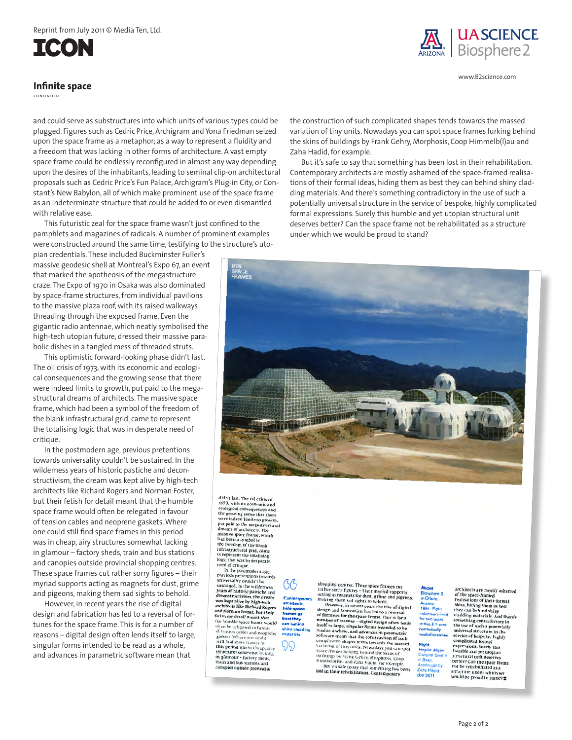## Infinite space

CONTINUED

and could serve as substructures into which units of various types could be plugged. Figures such as Cedric Price, Archigram and Yona Friedman seized upon the space frame as a metaphor; as a way to represent a fluidity and a freedom that was lacking in other forms of architecture. A vast empty space frame could be endlessly reconfigured in almost any way depending upon the desires of the inhabitants, leading to seminal clip-on architectural proposals such as Cedric Price's Fun Palace, Archigram's Plug-in City, or Constant's New Babylon, all of which make prominent use of the space frame as an indeterminate structure that could be added to or even dismantled with relative ease.

This futuristic zeal for the space frame wasn't just confined to the pamphlets and magazines of radicals. A number of prominent examples were constructed around the same time, testifying to the structure's utopian credentials. These included Buckminster Fuller's massive geodesic shell at Montreal's Expo 67, an event that marked the apotheosis of the megastructure craze. The Expo of 1970 in Osaka was also dominated by space-frame structures, from individual pavilions to the massive plaza roof, with its raised walkways threading through the exposed frame. Even the gigantic radio antennae, which neatly symbolised the high-tech utopian future, dressed their massive parabolic dishes in a tangled mess of threaded struts.

This optimistic forward-looking phase didn't last. The oil crisis of 1973, with its economic and ecological consequences and the growing sense that there were indeed limits to growth, put paid to the megastructural dreams of architects. The massive space frame, which had been a symbol of the freedom of the blank infrastructural grid, came to represent the totalising logic that was in desperate need of critique.

In the postmodern age, previous pretentions towards universality couldn't be sustained. In the wilderness years of historic pastiche and deconstructivism, the dream was kept alive by high-tech architects like Richard Rogers and Norman Foster, but their fetish for detail meant that the humble space frame would often be relegated in favour of tension cables and neoprene gaskets. Where one could still find space frames in this period was in cheap, airy structures somewhat lacking in glamour – factory sheds, train and bus stations and canopies outside provincial shopping centres. These space frames cut rather sorry figures – their myriad supports acting as magnets for dust, grime and pigeons, making them sad sights to behold.

However, in recent years the rise of digital design and fabrication has led to a reversal of fortunes for the space frame. This is for a number of reasons – digital design often lends itself to large, singular forms intended to be read as a whole, and advances in parametric software mean that the construction of such complicated shapes tends towards the massed variation of tiny units. Nowadays you can spot space frames lurking behind the skins of buildings by Frank Gehry, Morphosis, Coop Himmelb(l)au and Zaha Hadid, for example.

But it's safe to say that something has been lost in their rehabilitation. Contemporary architects are mostly ashamed of the space-framed realisations of their formal ideas, hiding them as best they can behind shiny cladding materials. And there's something contradictory in the use of such a potentially universal structure in the service of bespoke, highly complicated formal expressions. Surely this humble and yet utopian structural unit deserves better? Can the space frame not be rehabilitated as a structure under which we would be proud to stand?